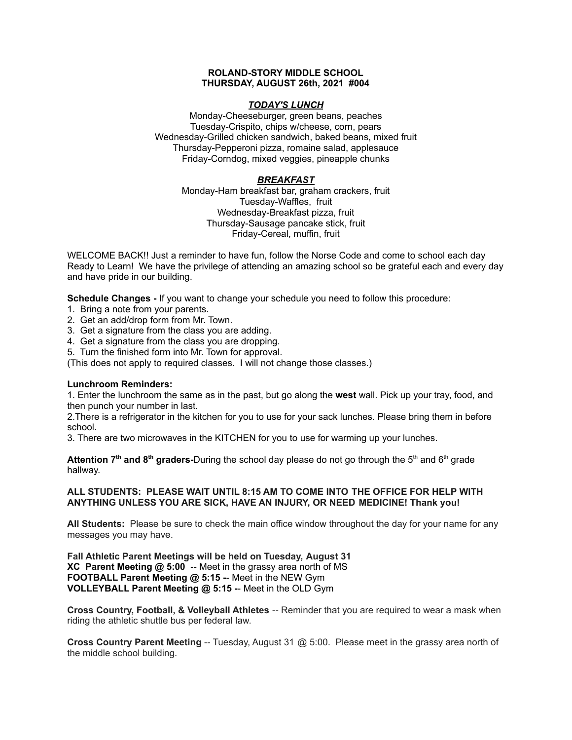**ROLAND-STORY MIDDLE SCHOOL**
**THURSDAY, AUGUST 26th, 2021 #004**

***TODAY'S LUNCH***

Monday-Cheeseburger, green beans, peaches
Tuesday-Crispito, chips w/cheese, corn, pears
Wednesday-Grilled chicken sandwich, baked beans, mixed fruit
Thursday-Pepperoni pizza, romaine salad, applesauce
Friday-Corndog, mixed veggies, pineapple chunks

***BREAKFAST***

Monday-Ham breakfast bar, graham crackers, fruit
Tuesday-Waffles, fruit
Wednesday-Breakfast pizza, fruit
Thursday-Sausage pancake stick, fruit
Friday-Cereal, muffin, fruit

WELCOME BACK!! Just a reminder to have fun, follow the Norse Code and come to school each day Ready to Learn! We have the privilege of attending an amazing school so be grateful each and every day and have pride in our building.

**Schedule Changes -** If you want to change your schedule you need to follow this procedure:

1. Bring a note from your parents.
2. Get an add/drop form from Mr. Town.
3. Get a signature from the class you are adding.
4. Get a signature from the class you are dropping.
5. Turn the finished form into Mr. Town for approval.

(This does not apply to required classes. I will not change those classes.)

**Lunchroom Reminders:**

1. Enter the lunchroom the same as in the past, but go along the **west** wall. Pick up your tray, food, and then punch your number in last.
2. There is a refrigerator in the kitchen for you to use for your sack lunches. Please bring them in before school.
3. There are two microwaves in the KITCHEN for you to use for warming up your lunches.

**Attention 7th and 8th graders-**During the school day please do not go through the 5th and 6th grade hallway.

**ALL STUDENTS: PLEASE WAIT UNTIL 8:15 AM TO COME INTO THE OFFICE FOR HELP WITH ANYTHING UNLESS YOU ARE SICK, HAVE AN INJURY, OR NEED MEDICINE! Thank you!**

**All Students:** Please be sure to check the main office window throughout the day for your name for any messages you may have.

**Fall Athletic Parent Meetings will be held on Tuesday, August 31**
**XC Parent Meeting @ 5:00** -- Meet in the grassy area north of MS
**FOOTBALL Parent Meeting @ 5:15 --** Meet in the NEW Gym
**VOLLEYBALL Parent Meeting @ 5:15 --** Meet in the OLD Gym

**Cross Country, Football, & Volleyball Athletes** -- Reminder that you are required to wear a mask when riding the athletic shuttle bus per federal law.

**Cross Country Parent Meeting** -- Tuesday, August 31 @ 5:00. Please meet in the grassy area north of the middle school building.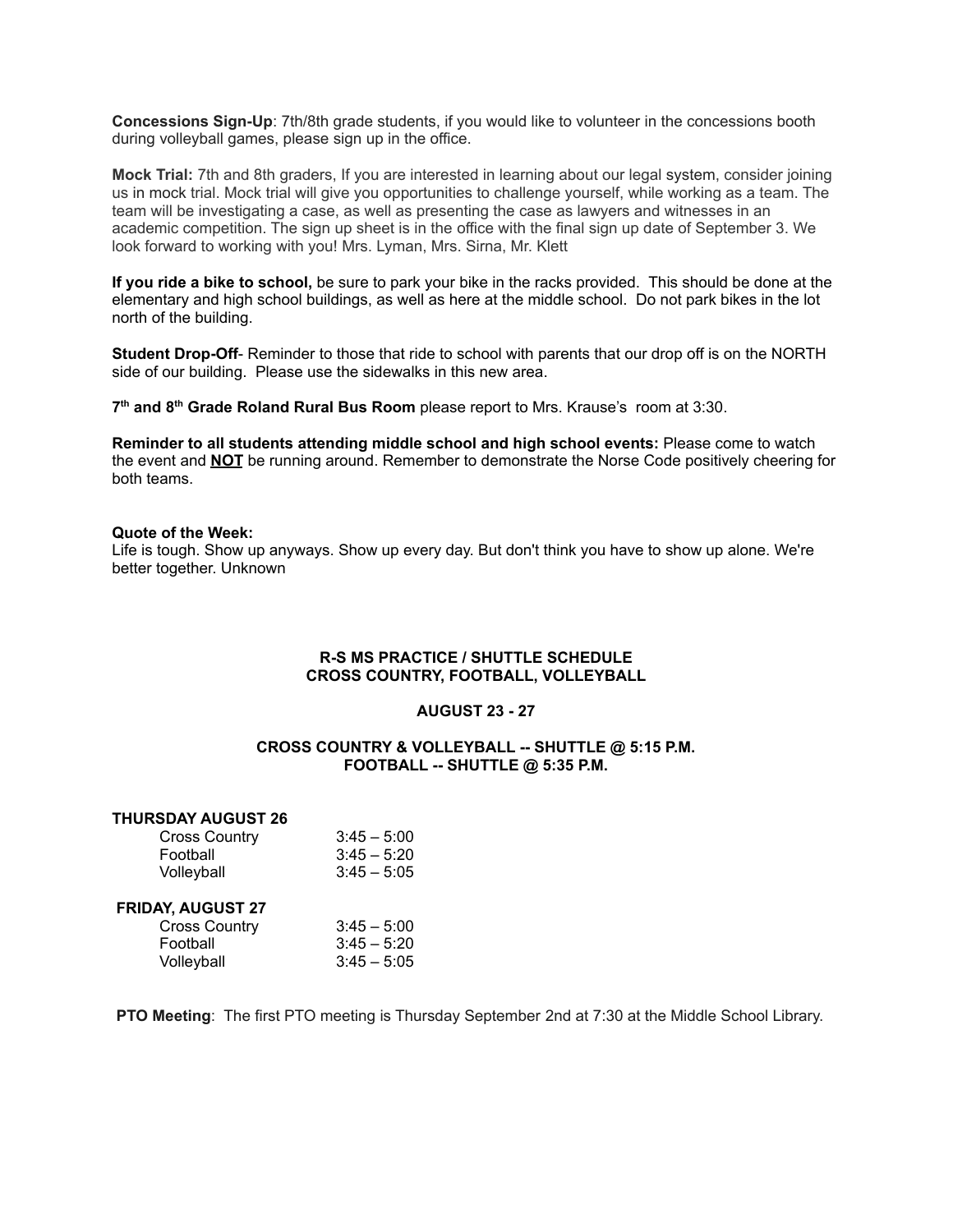**Concessions Sign-Up**: 7th/8th grade students, if you would like to volunteer in the concessions booth during volleyball games, please sign up in the office.

**Mock Trial:** 7th and 8th graders, If you are interested in learning about our legal system, consider joining us in mock trial. Mock trial will give you opportunities to challenge yourself, while working as a team. The team will be investigating a case, as well as presenting the case as lawyers and witnesses in an academic competition. The sign up sheet is in the office with the final sign up date of September 3. We look forward to working with you! Mrs. Lyman, Mrs. Sirna, Mr. Klett

**If you ride a bike to school,** be sure to park your bike in the racks provided. This should be done at the elementary and high school buildings, as well as here at the middle school. Do not park bikes in the lot north of the building.

**Student Drop-Off**- Reminder to those that ride to school with parents that our drop off is on the NORTH side of our building. Please use the sidewalks in this new area.

**7th and 8th Grade Roland Rural Bus Room** please report to Mrs. Krause's room at 3:30.

**Reminder to all students attending middle school and high school events:** Please come to watch the event and **NOT** be running around. Remember to demonstrate the Norse Code positively cheering for both teams.

**Quote of the Week:**
Life is tough. Show up anyways. Show up every day. But don't think you have to show up alone. We're better together. Unknown

**R-S MS PRACTICE / SHUTTLE SCHEDULE**
**CROSS COUNTRY, FOOTBALL, VOLLEYBALL**

**AUGUST 23 - 27**

**CROSS COUNTRY & VOLLEYBALL -- SHUTTLE @ 5:15 P.M.**
**FOOTBALL -- SHUTTLE @ 5:35 P.M.**

**THURSDAY AUGUST 26**

| | |
|---|---|
| Cross Country | 3:45 – 5:00 |
| Football | 3:45 – 5:20 |
| Volleyball | 3:45 – 5:05 |

**FRIDAY, AUGUST 27**

| | |
|---|---|
| Cross Country | 3:45 – 5:00 |
| Football | 3:45 – 5:20 |
| Volleyball | 3:45 – 5:05 |

**PTO Meeting**: The first PTO meeting is Thursday September 2nd at 7:30 at the Middle School Library.